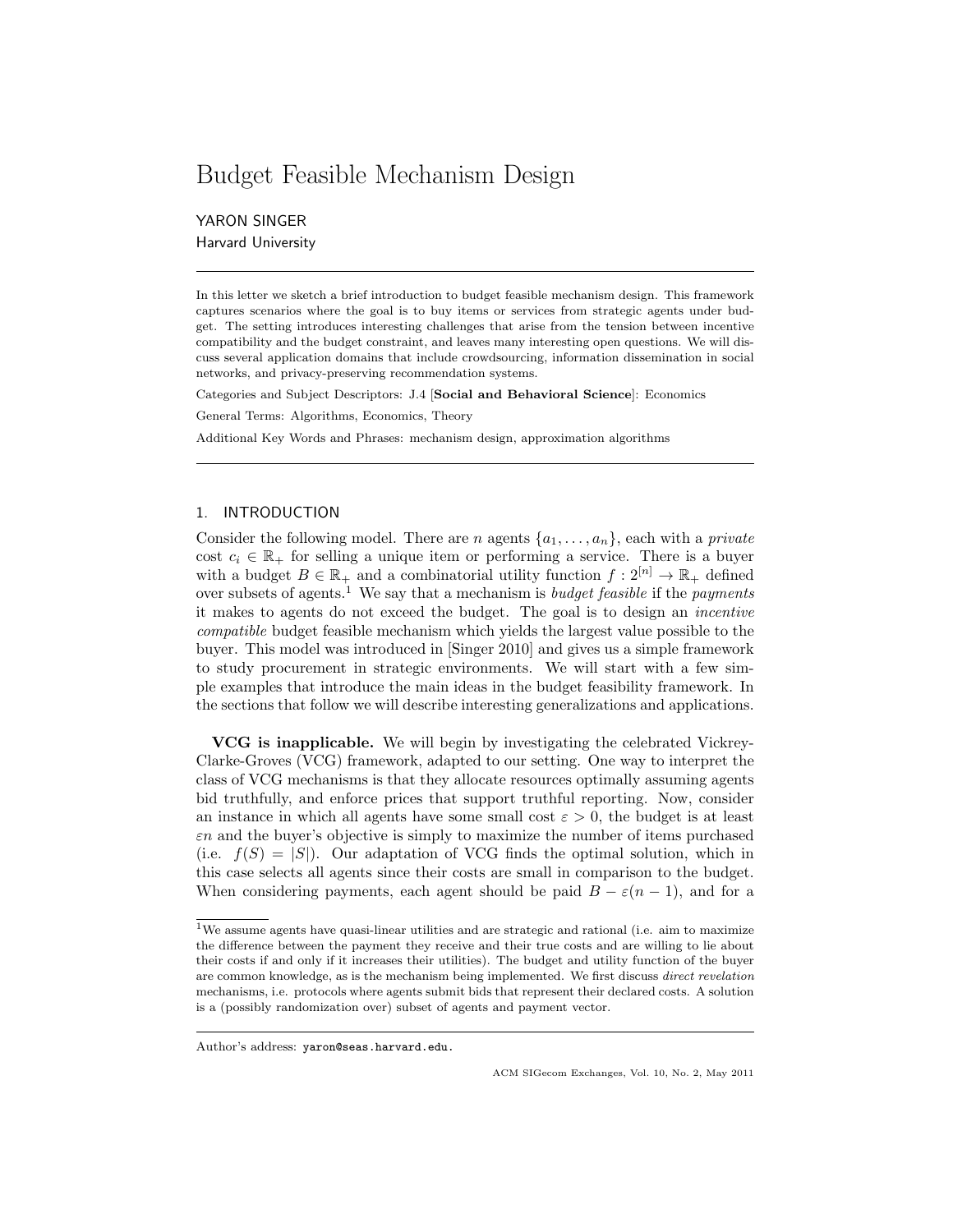# Budget Feasible Mechanism Design

YARON SINGER
Harvard University

---

In this letter we sketch a brief introduction to budget feasible mechanism design. This framework captures scenarios where the goal is to buy items or services from strategic agents under budget. The setting introduces interesting challenges that arise from the tension between incentive compatibility and the budget constraint, and leaves many interesting open questions. We will discuss several application domains that include crowdsourcing, information dissemination in social networks, and privacy-preserving recommendation systems.

Categories and Subject Descriptors: J.4 [**Social and Behavioral Science**]: Economics

General Terms: Algorithms, Economics, Theory

Additional Key Words and Phrases: mechanism design, approximation algorithms

---

## 1. INTRODUCTION

Consider the following model. There are $n$ agents $\{a_1, \ldots, a_n\}$, each with a *private* cost $c_i \in \mathbb{R}_+$ for selling a unique item or performing a service. There is a buyer with a budget $B \in \mathbb{R}_+$ and a combinatorial utility function $f : 2^{[n]} \to \mathbb{R}_+$ defined over subsets of agents.[1] We say that a mechanism is *budget feasible* if the *payments* it makes to agents do not exceed the budget. The goal is to design an *incentive compatible* budget feasible mechanism which yields the largest value possible to the buyer. This model was introduced in [Singer 2010] and gives us a simple framework to study procurement in strategic environments. We will start with a few simple examples that introduce the main ideas in the budget feasibility framework. In the sections that follow we will describe interesting generalizations and applications.

**VCG is inapplicable.** We will begin by investigating the celebrated Vickrey-Clarke-Groves (VCG) framework, adapted to our setting. One way to interpret the class of VCG mechanisms is that they allocate resources optimally assuming agents bid truthfully, and enforce prices that support truthful reporting. Now, consider an instance in which all agents have some small cost $\varepsilon > 0$, the budget is at least $\varepsilon n$ and the buyer's objective is simply to maximize the number of items purchased (i.e. $f(S) = |S|$). Our adaptation of VCG finds the optimal solution, which in this case selects all agents since their costs are small in comparison to the budget. When considering payments, each agent should be paid $B - \varepsilon(n-1)$, and for a

---

[1] We assume agents have quasi-linear utilities and are strategic and rational (i.e. aim to maximize the difference between the payment they receive and their true costs and are willing to lie about their costs if and only if it increases their utilities). The budget and utility function of the buyer are common knowledge, as is the mechanism being implemented. We first discuss *direct revelation* mechanisms, i.e. protocols where agents submit bids that represent their declared costs. A solution is a (possibly randomization over) subset of agents and payment vector.

---

Author's address: yaron@seas.harvard.edu.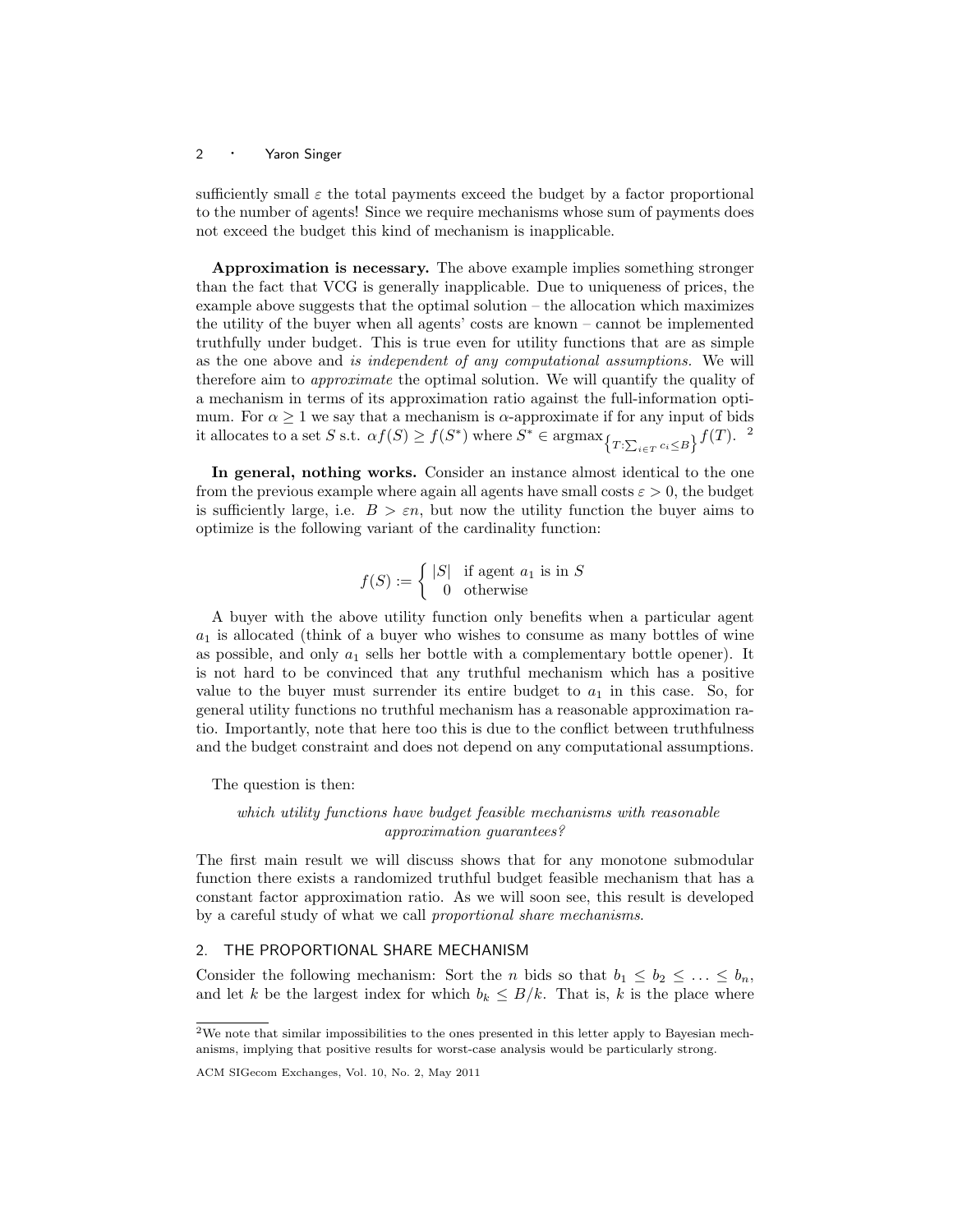sufficiently small $\varepsilon$ the total payments exceed the budget by a factor proportional to the number of agents! Since we require mechanisms whose sum of payments does not exceed the budget this kind of mechanism is inapplicable.

**Approximation is necessary.** The above example implies something stronger than the fact that VCG is generally inapplicable. Due to uniqueness of prices, the example above suggests that the optimal solution – the allocation which maximizes the utility of the buyer when all agents' costs are known – cannot be implemented truthfully under budget. This is true even for utility functions that are as simple as the one above and *is independent of any computational assumptions*. We will therefore aim to *approximate* the optimal solution. We will quantify the quality of a mechanism in terms of its approximation ratio against the full-information optimum. For $\alpha \geq 1$ we say that a mechanism is $\alpha$-approximate if for any input of bids it allocates to a set $S$ s.t. $\alpha f(S) \geq f(S^*)$ where $S^* \in \text{argmax}_{\left\{T:\sum_{i\in T} c_i \leq B\right\}} f(T)$. [2]

**In general, nothing works.** Consider an instance almost identical to the one from the previous example where again all agents have small costs $\varepsilon > 0$, the budget is sufficiently large, i.e. $B > \varepsilon n$, but now the utility function the buyer aims to optimize is the following variant of the cardinality function:

$$f(S) := \begin{cases} |S| & \text{if agent } a_1 \text{ is in } S \\ 0 & \text{otherwise} \end{cases}$$

A buyer with the above utility function only benefits when a particular agent $a_1$ is allocated (think of a buyer who wishes to consume as many bottles of wine as possible, and only $a_1$ sells her bottle with a complementary bottle opener). It is not hard to be convinced that any truthful mechanism which has a positive value to the buyer must surrender its entire budget to $a_1$ in this case. So, for general utility functions no truthful mechanism has a reasonable approximation ratio. Importantly, note that here too this is due to the conflict between truthfulness and the budget constraint and does not depend on any computational assumptions.

The question is then:

*which utility functions have budget feasible mechanisms with reasonable approximation guarantees?*

The first main result we will discuss shows that for any monotone submodular function there exists a randomized truthful budget feasible mechanism that has a constant factor approximation ratio. As we will soon see, this result is developed by a careful study of what we call *proportional share mechanisms*.

## 2. THE PROPORTIONAL SHARE MECHANISM

Consider the following mechanism: Sort the $n$ bids so that $b_1 \leq b_2 \leq \ldots \leq b_n$, and let $k$ be the largest index for which $b_k \leq B/k$. That is, $k$ is the place where

---

[2] We note that similar impossibilities to the ones presented in this letter apply to Bayesian mechanisms, implying that positive results for worst-case analysis would be particularly strong.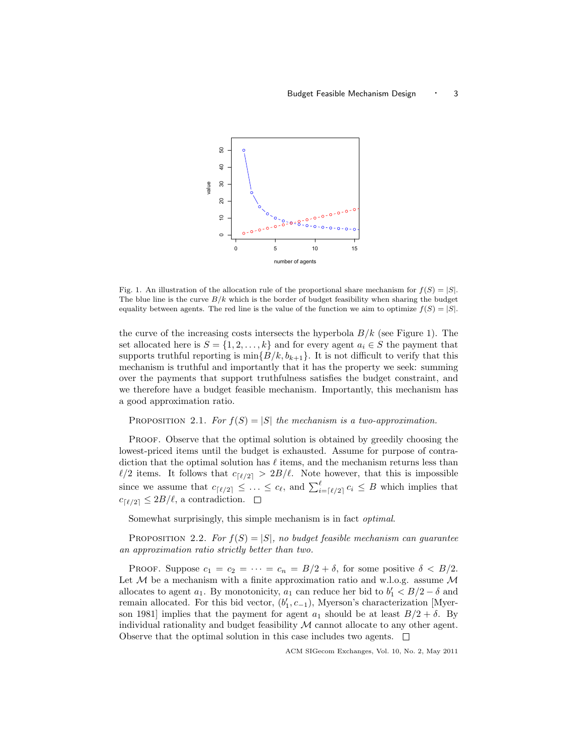Fig. 1. An illustration of the allocation rule of the proportional share mechanism for $f(S) = |S|$. The blue line is the curve $B/k$ which is the border of budget feasibility when sharing the budget equality between agents. The red line is the value of the function we aim to optimize $f(S) = |S|$.

the curve of the increasing costs intersects the hyperbola $B/k$ (see Figure 1). The set allocated here is $S = \{1, 2, \ldots, k\}$ and for every agent $a_i \in S$ the payment that supports truthful reporting is $\min\{B/k, b_{k+1}\}$. It is not difficult to verify that this mechanism is truthful and importantly that it has the property we seek: summing over the payments that support truthfulness satisfies the budget constraint, and we therefore have a budget feasible mechanism. Importantly, this mechanism has a good approximation ratio.

PROPOSITION 2.1. *For $f(S) = |S|$ the mechanism is a two-approximation.*

PROOF. Observe that the optimal solution is obtained by greedily choosing the lowest-priced items until the budget is exhausted. Assume for purpose of contradiction that the optimal solution has $\ell$ items, and the mechanism returns less than $\ell/2$ items. It follows that $c_{\lceil \ell/2 \rceil} > 2B/\ell$. Note however, that this is impossible since we assume that $c_{\lceil \ell/2 \rceil} \leq \ldots \leq c_\ell$, and $\sum_{i=\lceil \ell/2 \rceil}^{\ell} c_i \leq B$ which implies that $c_{\lceil \ell/2 \rceil} \leq 2B/\ell$, a contradiction. □

Somewhat surprisingly, this simple mechanism is in fact *optimal*.

PROPOSITION 2.2. *For $f(S) = |S|$, no budget feasible mechanism can guarantee an approximation ratio strictly better than two.*

PROOF. Suppose $c_1 = c_2 = \cdots = c_n = B/2 + \delta$, for some positive $\delta < B/2$. Let $\mathcal{M}$ be a mechanism with a finite approximation ratio and w.l.o.g. assume $\mathcal{M}$ allocates to agent $a_1$. By monotonicity, $a_1$ can reduce her bid to $b'_1 < B/2 - \delta$ and remain allocated. For this bid vector, $(b'_1, c_{-1})$, Myerson's characterization [Myerson 1981] implies that the payment for agent $a_1$ should be at least $B/2 + \delta$. By individual rationality and budget feasibility $\mathcal{M}$ cannot allocate to any other agent. Observe that the optimal solution in this case includes two agents. □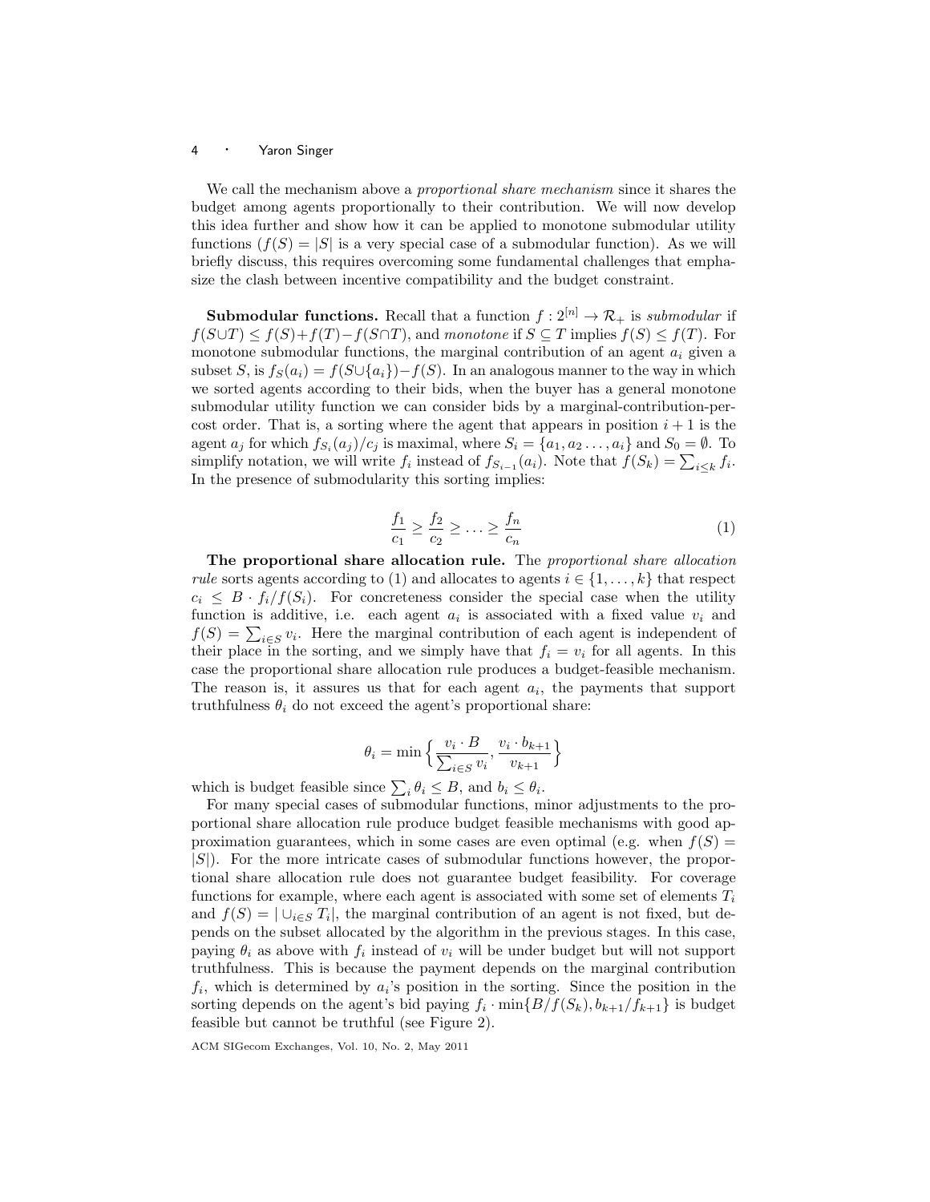We call the mechanism above a *proportional share mechanism* since it shares the budget among agents proportionally to their contribution. We will now develop this idea further and show how it can be applied to monotone submodular utility functions ($f(S) = |S|$ is a very special case of a submodular function). As we will briefly discuss, this requires overcoming some fundamental challenges that emphasize the clash between incentive compatibility and the budget constraint.

**Submodular functions.** Recall that a function $f : 2^{[n]} \to \mathcal{R}_+$ is *submodular* if $f(S \cup T) \leq f(S) + f(T) - f(S \cap T)$, and *monotone* if $S \subseteq T$ implies $f(S) \leq f(T)$. For monotone submodular functions, the marginal contribution of an agent $a_i$ given a subset $S$, is $f_S(a_i) = f(S \cup \{a_i\}) - f(S)$. In an analogous manner to the way in which we sorted agents according to their bids, when the buyer has a general monotone submodular utility function we can consider bids by a marginal-contribution-per-cost order. That is, a sorting where the agent that appears in position $i+1$ is the agent $a_j$ for which $f_{S_i}(a_j)/c_j$ is maximal, where $S_i = \{a_1, a_2 \ldots, a_i\}$ and $S_0 = \emptyset$. To simplify notation, we will write $f_i$ instead of $f_{S_{i-1}}(a_i)$. Note that $f(S_k) = \sum_{i \leq k} f_i$. In the presence of submodularity this sorting implies:

$$\frac{f_1}{c_1} \geq \frac{f_2}{c_2} \geq \ldots \geq \frac{f_n}{c_n} \tag{1}$$

**The proportional share allocation rule.** The *proportional share allocation rule* sorts agents according to (1) and allocates to agents $i \in \{1, \ldots, k\}$ that respect $c_i \leq B \cdot f_i / f(S_i)$. For concreteness consider the special case when the utility function is additive, i.e. each agent $a_i$ is associated with a fixed value $v_i$ and $f(S) = \sum_{i \in S} v_i$. Here the marginal contribution of each agent is independent of their place in the sorting, and we simply have that $f_i = v_i$ for all agents. In this case the proportional share allocation rule produces a budget-feasible mechanism. The reason is, it assures us that for each agent $a_i$, the payments that support truthfulness $\theta_i$ do not exceed the agent's proportional share:

$$\theta_i = \min\Big\{\frac{v_i \cdot B}{\sum_{i \in S} v_i}, \frac{v_i \cdot b_{k+1}}{v_{k+1}}\Big\}$$

which is budget feasible since $\sum_i \theta_i \leq B$, and $b_i \leq \theta_i$.

For many special cases of submodular functions, minor adjustments to the proportional share allocation rule produce budget feasible mechanisms with good approximation guarantees, which in some cases are even optimal (e.g. when $f(S) = |S|$). For the more intricate cases of submodular functions however, the proportional share allocation rule does not guarantee budget feasibility. For coverage functions for example, where each agent is associated with some set of elements $T_i$ and $f(S) = |\cup_{i \in S} T_i|$, the marginal contribution of an agent is not fixed, but depends on the subset allocated by the algorithm in the previous stages. In this case, paying $\theta_i$ as above with $f_i$ instead of $v_i$ will be under budget but will not support truthfulness. This is because the payment depends on the marginal contribution $f_i$, which is determined by $a_i$'s position in the sorting. Since the position in the sorting depends on the agent's bid paying $f_i \cdot \min\{B/f(S_k), b_{k+1}/f_{k+1}\}$ is budget feasible but cannot be truthful (see Figure 2).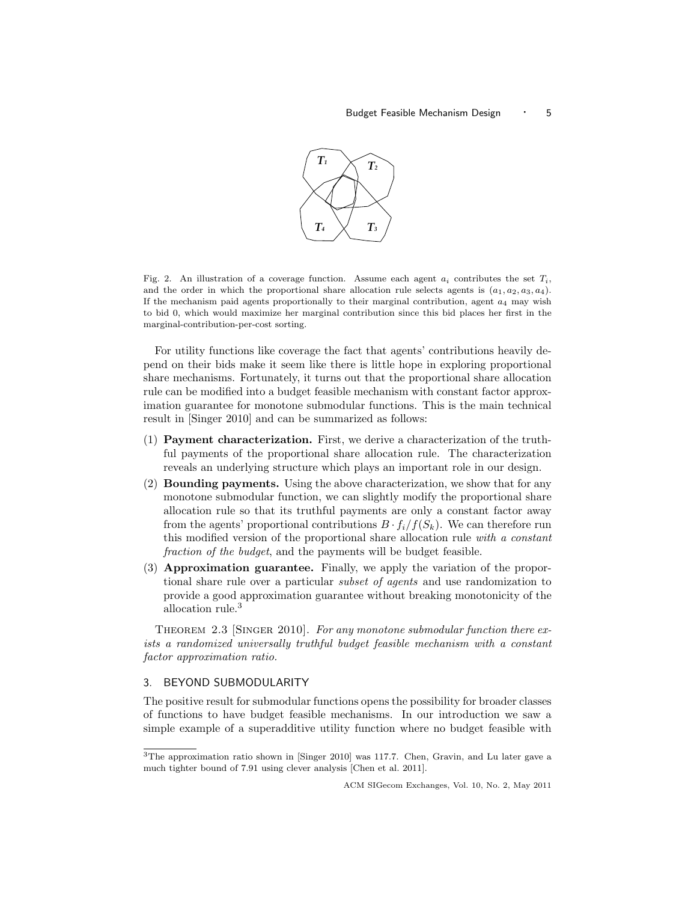Fig. 2. An illustration of a coverage function. Assume each agent $a_i$ contributes the set $T_i$, and the order in which the proportional share allocation rule selects agents is $(a_1, a_2, a_3, a_4)$. If the mechanism paid agents proportionally to their marginal contribution, agent $a_4$ may wish to bid 0, which would maximize her marginal contribution since this bid places her first in the marginal-contribution-per-cost sorting.

For utility functions like coverage the fact that agents' contributions heavily depend on their bids make it seem like there is little hope in exploring proportional share mechanisms. Fortunately, it turns out that the proportional share allocation rule can be modified into a budget feasible mechanism with constant factor approximation guarantee for monotone submodular functions. This is the main technical result in [Singer 2010] and can be summarized as follows:

1. **Payment characterization.** First, we derive a characterization of the truthful payments of the proportional share allocation rule. The characterization reveals an underlying structure which plays an important role in our design.
2. **Bounding payments.** Using the above characterization, we show that for any monotone submodular function, we can slightly modify the proportional share allocation rule so that its truthful payments are only a constant factor away from the agents' proportional contributions $B \cdot f_i/f(S_k)$. We can therefore run this modified version of the proportional share allocation rule *with a constant fraction of the budget*, and the payments will be budget feasible.
3. **Approximation guarantee.** Finally, we apply the variation of the proportional share rule over a particular *subset of agents* and use randomization to provide a good approximation guarantee without breaking monotonicity of the allocation rule.[3]

Theorem 2.3 [Singer 2010]. *For any monotone submodular function there exists a randomized universally truthful budget feasible mechanism with a constant factor approximation ratio.*

## 3. BEYOND SUBMODULARITY

The positive result for submodular functions opens the possibility for broader classes of functions to have budget feasible mechanisms. In our introduction we saw a simple example of a superadditive utility function where no budget feasible with

[3]The approximation ratio shown in [Singer 2010] was 117.7. Chen, Gravin, and Lu later gave a much tighter bound of 7.91 using clever analysis [Chen et al. 2011].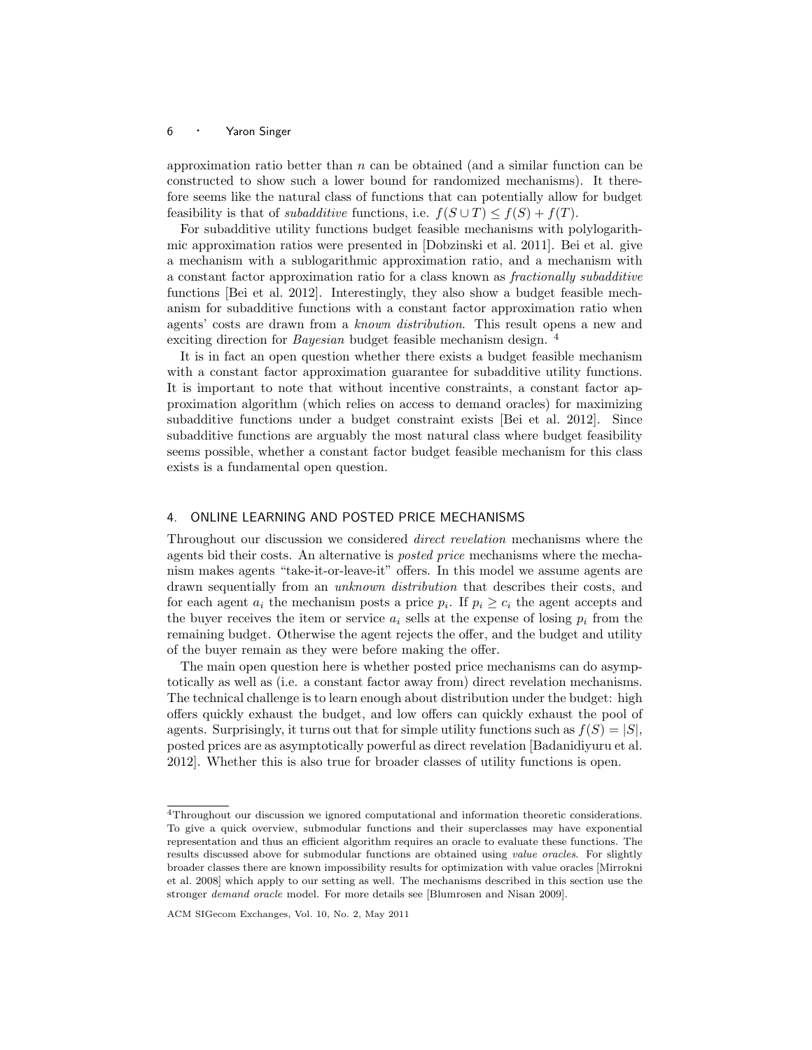approximation ratio better than $n$ can be obtained (and a similar function can be constructed to show such a lower bound for randomized mechanisms). It therefore seems like the natural class of functions that can potentially allow for budget feasibility is that of *subadditive* functions, i.e. $f(S \cup T) \leq f(S) + f(T)$.

For subadditive utility functions budget feasible mechanisms with polylogarithmic approximation ratios were presented in [Dobzinski et al. 2011]. Bei et al. give a mechanism with a sublogarithmic approximation ratio, and a mechanism with a constant factor approximation ratio for a class known as *fractionally subadditive* functions [Bei et al. 2012]. Interestingly, they also show a budget feasible mechanism for subadditive functions with a constant factor approximation ratio when agents' costs are drawn from a *known distribution*. This result opens a new and exciting direction for *Bayesian* budget feasible mechanism design. [4]

It is in fact an open question whether there exists a budget feasible mechanism with a constant factor approximation guarantee for subadditive utility functions. It is important to note that without incentive constraints, a constant factor approximation algorithm (which relies on access to demand oracles) for maximizing subadditive functions under a budget constraint exists [Bei et al. 2012]. Since subadditive functions are arguably the most natural class where budget feasibility seems possible, whether a constant factor budget feasible mechanism for this class exists is a fundamental open question.

## 4. ONLINE LEARNING AND POSTED PRICE MECHANISMS

Throughout our discussion we considered *direct revelation* mechanisms where the agents bid their costs. An alternative is *posted price* mechanisms where the mechanism makes agents "take-it-or-leave-it" offers. In this model we assume agents are drawn sequentially from an *unknown distribution* that describes their costs, and for each agent $a_i$ the mechanism posts a price $p_i$. If $p_i \geq c_i$ the agent accepts and the buyer receives the item or service $a_i$ sells at the expense of losing $p_i$ from the remaining budget. Otherwise the agent rejects the offer, and the budget and utility of the buyer remain as they were before making the offer.

The main open question here is whether posted price mechanisms can do asymptotically as well as (i.e. a constant factor away from) direct revelation mechanisms. The technical challenge is to learn enough about distribution under the budget: high offers quickly exhaust the budget, and low offers can quickly exhaust the pool of agents. Surprisingly, it turns out that for simple utility functions such as $f(S) = |S|$, posted prices are as asymptotically powerful as direct revelation [Badanidiyuru et al. 2012]. Whether this is also true for broader classes of utility functions is open.

---

[4] Throughout our discussion we ignored computational and information theoretic considerations. To give a quick overview, submodular functions and their superclasses may have exponential representation and thus an efficient algorithm requires an oracle to evaluate these functions. The results discussed above for submodular functions are obtained using *value oracles*. For slightly broader classes there are known impossibility results for optimization with value oracles [Mirrokni et al. 2008] which apply to our setting as well. The mechanisms described in this section use the stronger *demand oracle* model. For more details see [Blumrosen and Nisan 2009].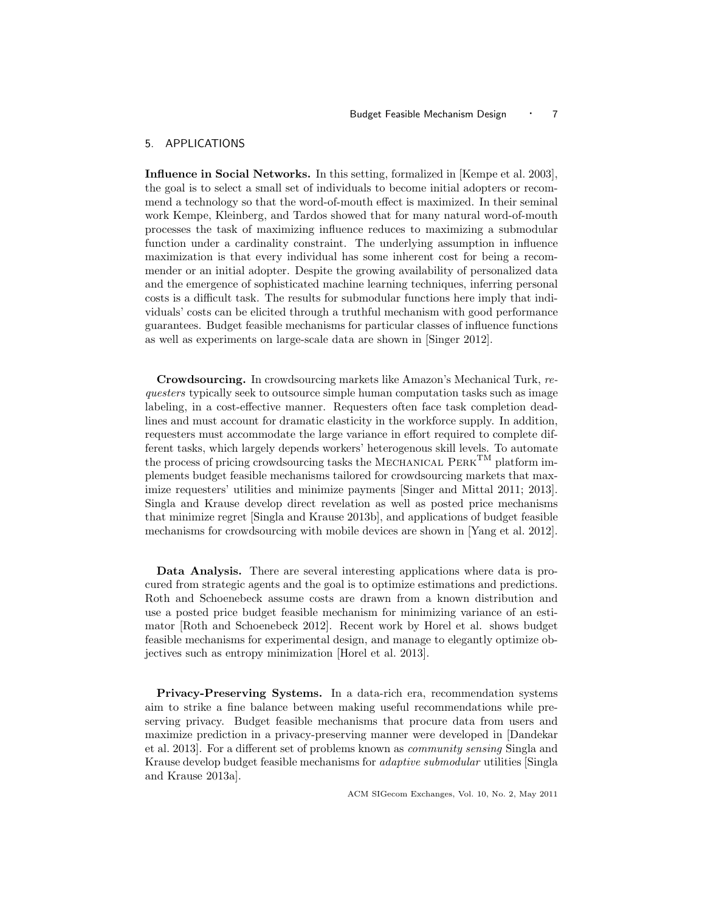## 5. APPLICATIONS

**Influence in Social Networks.** In this setting, formalized in [Kempe et al. 2003], the goal is to select a small set of individuals to become initial adopters or recommend a technology so that the word-of-mouth effect is maximized. In their seminal work Kempe, Kleinberg, and Tardos showed that for many natural word-of-mouth processes the task of maximizing influence reduces to maximizing a submodular function under a cardinality constraint. The underlying assumption in influence maximization is that every individual has some inherent cost for being a recommender or an initial adopter. Despite the growing availability of personalized data and the emergence of sophisticated machine learning techniques, inferring personal costs is a difficult task. The results for submodular functions here imply that individuals' costs can be elicited through a truthful mechanism with good performance guarantees. Budget feasible mechanisms for particular classes of influence functions as well as experiments on large-scale data are shown in [Singer 2012].

**Crowdsourcing.** In crowdsourcing markets like Amazon's Mechanical Turk, *requesters* typically seek to outsource simple human computation tasks such as image labeling, in a cost-effective manner. Requesters often face task completion deadlines and must account for dramatic elasticity in the workforce supply. In addition, requesters must accommodate the large variance in effort required to complete different tasks, which largely depends workers' heterogenous skill levels. To automate the process of pricing crowdsourcing tasks the MECHANICAL PERK™ platform implements budget feasible mechanisms tailored for crowdsourcing markets that maximize requesters' utilities and minimize payments [Singer and Mittal 2011; 2013]. Singla and Krause develop direct revelation as well as posted price mechanisms that minimize regret [Singla and Krause 2013b], and applications of budget feasible mechanisms for crowdsourcing with mobile devices are shown in [Yang et al. 2012].

**Data Analysis.** There are several interesting applications where data is procured from strategic agents and the goal is to optimize estimations and predictions. Roth and Schoenebeck assume costs are drawn from a known distribution and use a posted price budget feasible mechanism for minimizing variance of an estimator [Roth and Schoenebeck 2012]. Recent work by Horel et al. shows budget feasible mechanisms for experimental design, and manage to elegantly optimize objectives such as entropy minimization [Horel et al. 2013].

**Privacy-Preserving Systems.** In a data-rich era, recommendation systems aim to strike a fine balance between making useful recommendations while preserving privacy. Budget feasible mechanisms that procure data from users and maximize prediction in a privacy-preserving manner were developed in [Dandekar et al. 2013]. For a different set of problems known as *community sensing* Singla and Krause develop budget feasible mechanisms for *adaptive submodular* utilities [Singla and Krause 2013a].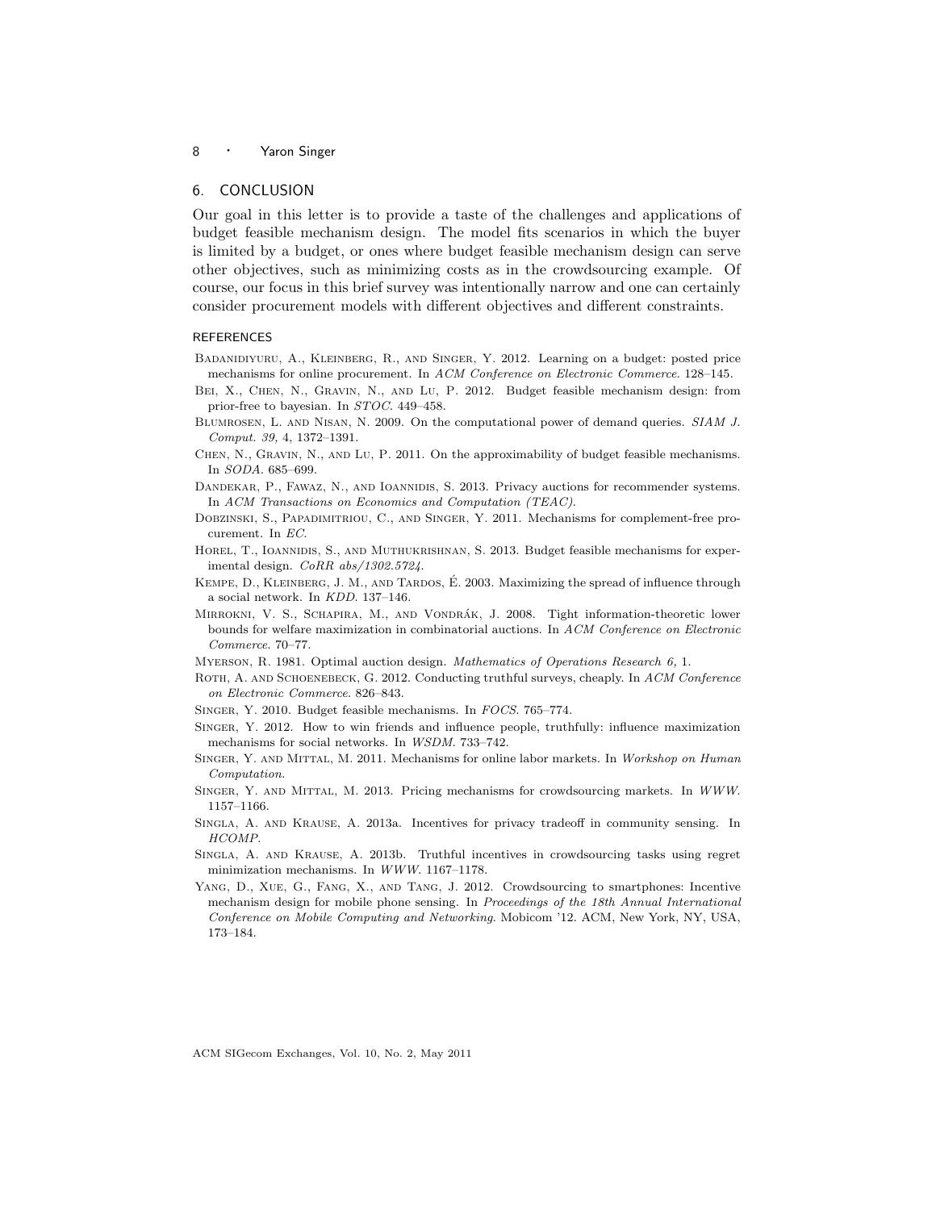## 6. CONCLUSION

Our goal in this letter is to provide a taste of the challenges and applications of budget feasible mechanism design. The model fits scenarios in which the buyer is limited by a budget, or ones where budget feasible mechanism design can serve other objectives, such as minimizing costs as in the crowdsourcing example. Of course, our focus in this brief survey was intentionally narrow and one can certainly consider procurement models with different objectives and different constraints.

### REFERENCES

Badanidiyuru, A., Kleinberg, R., and Singer, Y. 2012. Learning on a budget: posted price mechanisms for online procurement. In *ACM Conference on Electronic Commerce*. 128–145.

Bei, X., Chen, N., Gravin, N., and Lu, P. 2012. Budget feasible mechanism design: from prior-free to bayesian. In *STOC*. 449–458.

Blumrosen, L. and Nisan, N. 2009. On the computational power of demand queries. *SIAM J. Comput. 39,* 4, 1372–1391.

Chen, N., Gravin, N., and Lu, P. 2011. On the approximability of budget feasible mechanisms. In *SODA*. 685–699.

Dandekar, P., Fawaz, N., and Ioannidis, S. 2013. Privacy auctions for recommender systems. In *ACM Transactions on Economics and Computation (TEAC)*.

Dobzinski, S., Papadimitriou, C., and Singer, Y. 2011. Mechanisms for complement-free procurement. In *EC*.

Horel, T., Ioannidis, S., and Muthukrishnan, S. 2013. Budget feasible mechanisms for experimental design. *CoRR abs/1302.5724*.

Kempe, D., Kleinberg, J. M., and Tardos, É. 2003. Maximizing the spread of influence through a social network. In *KDD*. 137–146.

Mirrokni, V. S., Schapira, M., and Vondrák, J. 2008. Tight information-theoretic lower bounds for welfare maximization in combinatorial auctions. In *ACM Conference on Electronic Commerce*. 70–77.

Myerson, R. 1981. Optimal auction design. *Mathematics of Operations Research 6,* 1.

Roth, A. and Schoenebeck, G. 2012. Conducting truthful surveys, cheaply. In *ACM Conference on Electronic Commerce*. 826–843.

Singer, Y. 2010. Budget feasible mechanisms. In *FOCS*. 765–774.

Singer, Y. 2012. How to win friends and influence people, truthfully: influence maximization mechanisms for social networks. In *WSDM*. 733–742.

Singer, Y. and Mittal, M. 2011. Mechanisms for online labor markets. In *Workshop on Human Computation*.

Singer, Y. and Mittal, M. 2013. Pricing mechanisms for crowdsourcing markets. In *WWW*. 1157–1166.

Singla, A. and Krause, A. 2013a. Incentives for privacy tradeoff in community sensing. In *HCOMP*.

Singla, A. and Krause, A. 2013b. Truthful incentives in crowdsourcing tasks using regret minimization mechanisms. In *WWW*. 1167–1178.

Yang, D., Xue, G., Fang, X., and Tang, J. 2012. Crowdsourcing to smartphones: Incentive mechanism design for mobile phone sensing. In *Proceedings of the 18th Annual International Conference on Mobile Computing and Networking*. Mobicom '12. ACM, New York, NY, USA, 173–184.